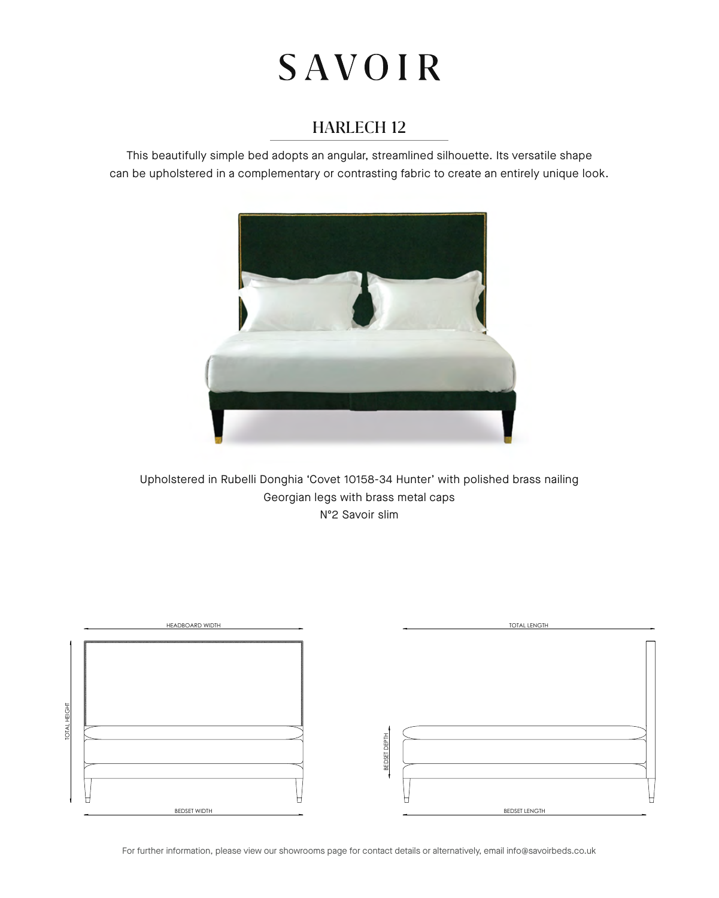# SAVOIR

## HARLECH 12

This beautifully simple bed adopts an angular, streamlined silhouette. Its versatile shape can be upholstered in a complementary or contrasting fabric to create an entirely unique look.

Upholstered in Rubelli Donghia 'Covet 10158-34 Hunter' with polished brass nailing
Georgian legs with brass metal caps
N°2 Savoir slim

HEADBOARD WIDTH

TOTAL HEIGHT

BEDSET WIDTH

TOTAL LENGTH

BEDSET DEPTH

BEDSET LENGTH

For further information, please view our showrooms page for contact details or alternatively, email info@savoirbeds.co.uk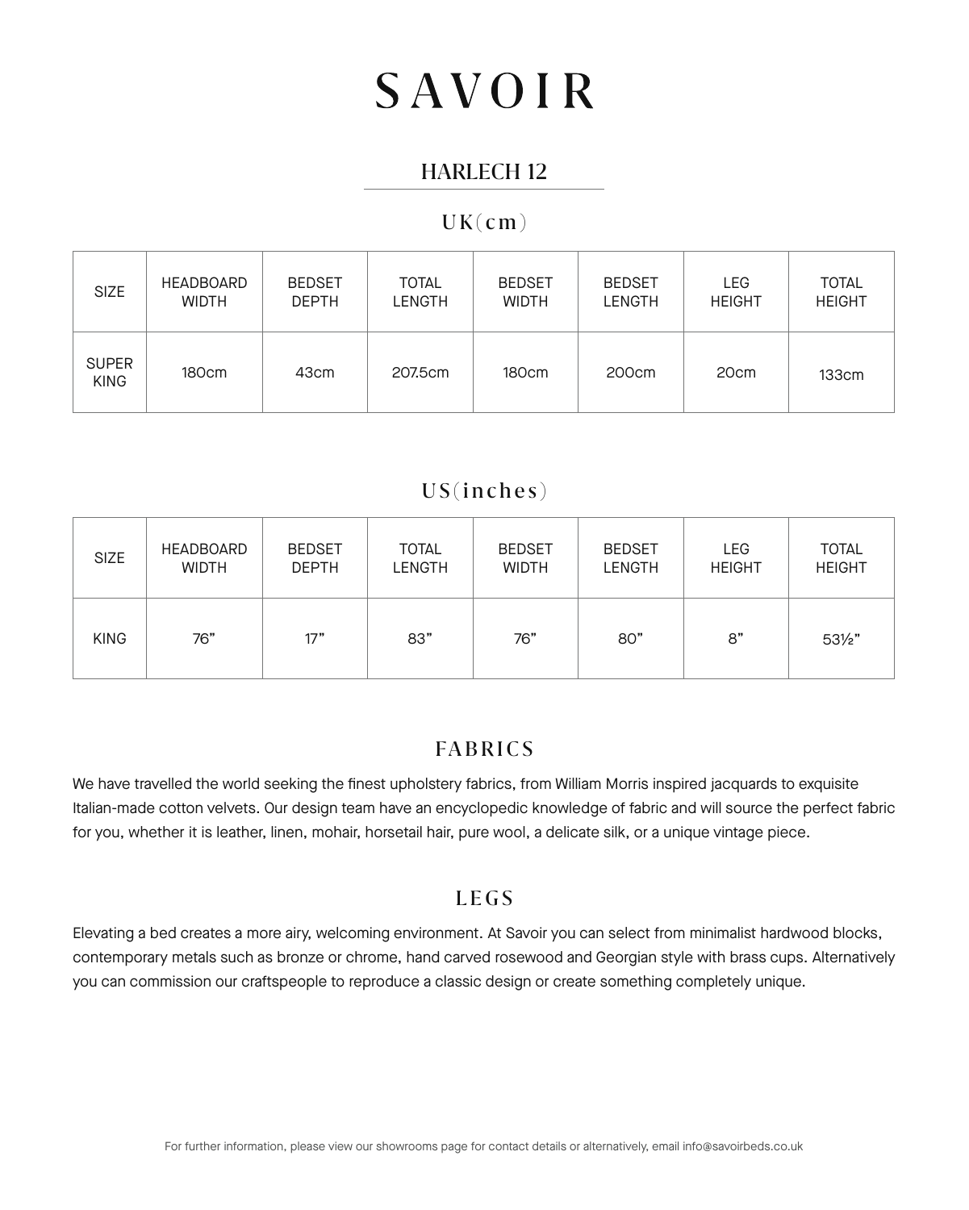# SAVOIR

## HARLECH 12

### UK(cm)

| SIZE | HEADBOARD WIDTH | BEDSET DEPTH | TOTAL LENGTH | BEDSET WIDTH | BEDSET LENGTH | LEG HEIGHT | TOTAL HEIGHT |
|---|---|---|---|---|---|---|---|
| SUPER KING | 180cm | 43cm | 207.5cm | 180cm | 200cm | 20cm | 133cm |

### US(inches)

| SIZE | HEADBOARD WIDTH | BEDSET DEPTH | TOTAL LENGTH | BEDSET WIDTH | BEDSET LENGTH | LEG HEIGHT | TOTAL HEIGHT |
|---|---|---|---|---|---|---|---|
| KING | 76" | 17" | 83" | 76" | 80" | 8" | 53½" |

## FABRICS

We have travelled the world seeking the finest upholstery fabrics, from William Morris inspired jacquards to exquisite Italian-made cotton velvets. Our design team have an encyclopedic knowledge of fabric and will source the perfect fabric for you, whether it is leather, linen, mohair, horsetail hair, pure wool, a delicate silk, or a unique vintage piece.

## LEGS

Elevating a bed creates a more airy, welcoming environment. At Savoir you can select from minimalist hardwood blocks, contemporary metals such as bronze or chrome, hand carved rosewood and Georgian style with brass cups. Alternatively you can commission our craftspeople to reproduce a classic design or create something completely unique.

For further information, please view our showrooms page for contact details or alternatively, email info@savoirbeds.co.uk